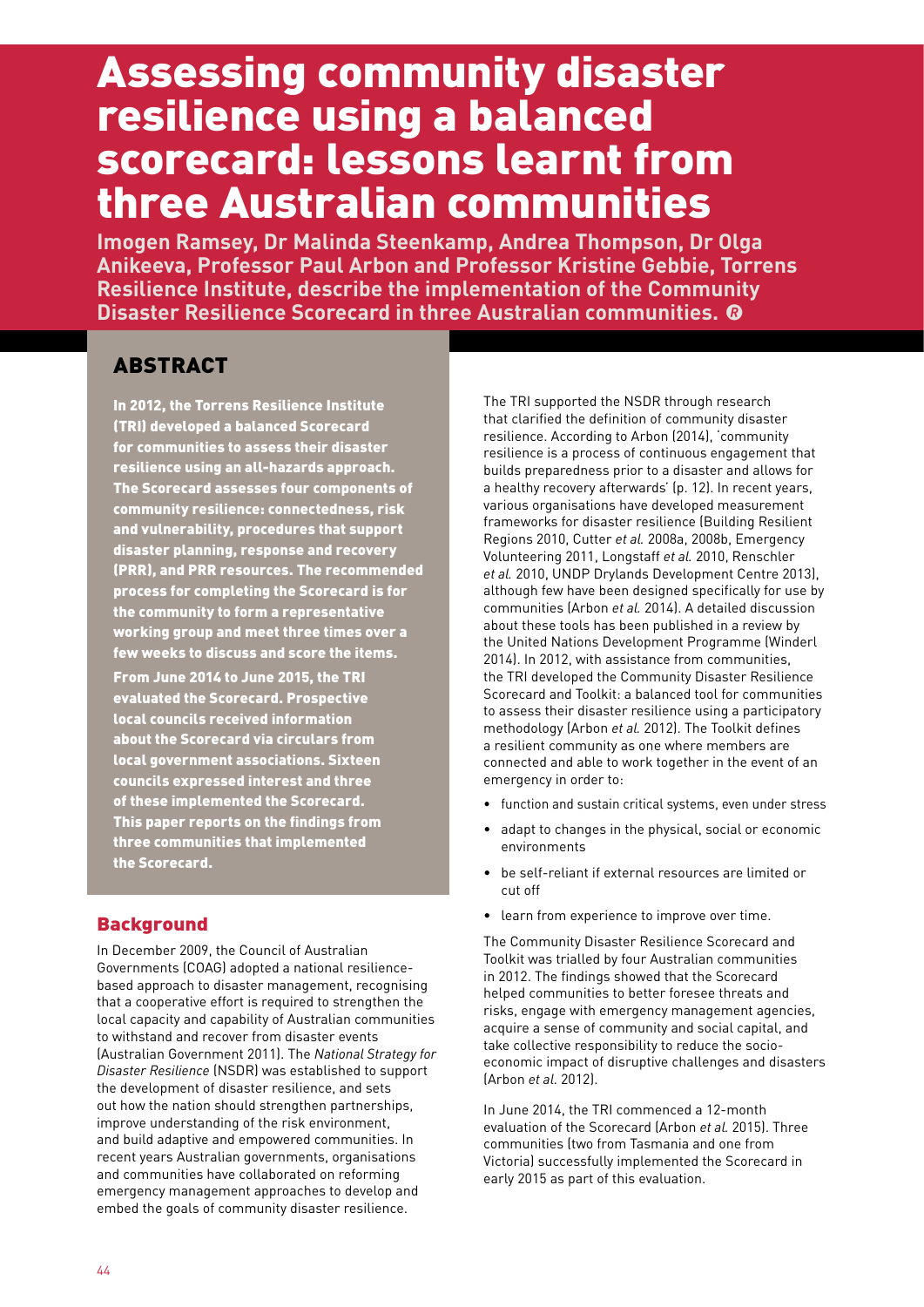# Assessing community disaster resilience using a balanced scorecard: lessons learnt from three Australian communities

**Imogen Ramsey, Dr Malinda Steenkamp, Andrea Thompson, Dr Olga Anikeeva, Professor Paul Arbon and Professor Kristine Gebbie, Torrens Resilience Institute, describe the implementation of the Community Disaster Resilience Scorecard in three Australian communities.** ®

## ABSTRACT

**In 2012, the Torrens Resilience Institute (TRI) developed a balanced Scorecard for communities to assess their disaster resilience using an all-hazards approach. The Scorecard assesses four components of community resilience: connectedness, risk and vulnerability, procedures that support disaster planning, response and recovery (PRR), and PRR resources. The recommended process for completing the Scorecard is for the community to form a representative working group and meet three times over a few weeks to discuss and score the items.**

**From June 2014 to June 2015, the TRI evaluated the Scorecard. Prospective local councils received information about the Scorecard via circulars from local government associations. Sixteen councils expressed interest and three of these implemented the Scorecard. This paper reports on the findings from three communities that implemented the Scorecard.**

## Background

In December 2009, the Council of Australian Governments (COAG) adopted a national resilience-based approach to disaster management, recognising that a cooperative effort is required to strengthen the local capacity and capability of Australian communities to withstand and recover from disaster events (Australian Government 2011). The *National Strategy for Disaster Resilience* (NSDR) was established to support the development of disaster resilience, and sets out how the nation should strengthen partnerships, improve understanding of the risk environment, and build adaptive and empowered communities. In recent years Australian governments, organisations and communities have collaborated on reforming emergency management approaches to develop and embed the goals of community disaster resilience.

The TRI supported the NSDR through research that clarified the definition of community disaster resilience. According to Arbon (2014), 'community resilience is a process of continuous engagement that builds preparedness prior to a disaster and allows for a healthy recovery afterwards' (p. 12). In recent years, various organisations have developed measurement frameworks for disaster resilience (Building Resilient Regions 2010, Cutter *et al.* 2008a, 2008b, Emergency Volunteering 2011, Longstaff *et al.* 2010, Renschler *et al.* 2010, UNDP Drylands Development Centre 2013), although few have been designed specifically for use by communities (Arbon *et al.* 2014). A detailed discussion about these tools has been published in a review by the United Nations Development Programme (Winderl 2014). In 2012, with assistance from communities, the TRI developed the Community Disaster Resilience Scorecard and Toolkit: a balanced tool for communities to assess their disaster resilience using a participatory methodology (Arbon *et al.* 2012). The Toolkit defines a resilient community as one where members are connected and able to work together in the event of an emergency in order to:

- function and sustain critical systems, even under stress
- adapt to changes in the physical, social or economic environments
- be self-reliant if external resources are limited or cut off
- learn from experience to improve over time.

The Community Disaster Resilience Scorecard and Toolkit was trialled by four Australian communities in 2012. The findings showed that the Scorecard helped communities to better foresee threats and risks, engage with emergency management agencies, acquire a sense of community and social capital, and take collective responsibility to reduce the socio-economic impact of disruptive challenges and disasters (Arbon *et al.* 2012).

In June 2014, the TRI commenced a 12-month evaluation of the Scorecard (Arbon *et al.* 2015). Three communities (two from Tasmania and one from Victoria) successfully implemented the Scorecard in early 2015 as part of this evaluation.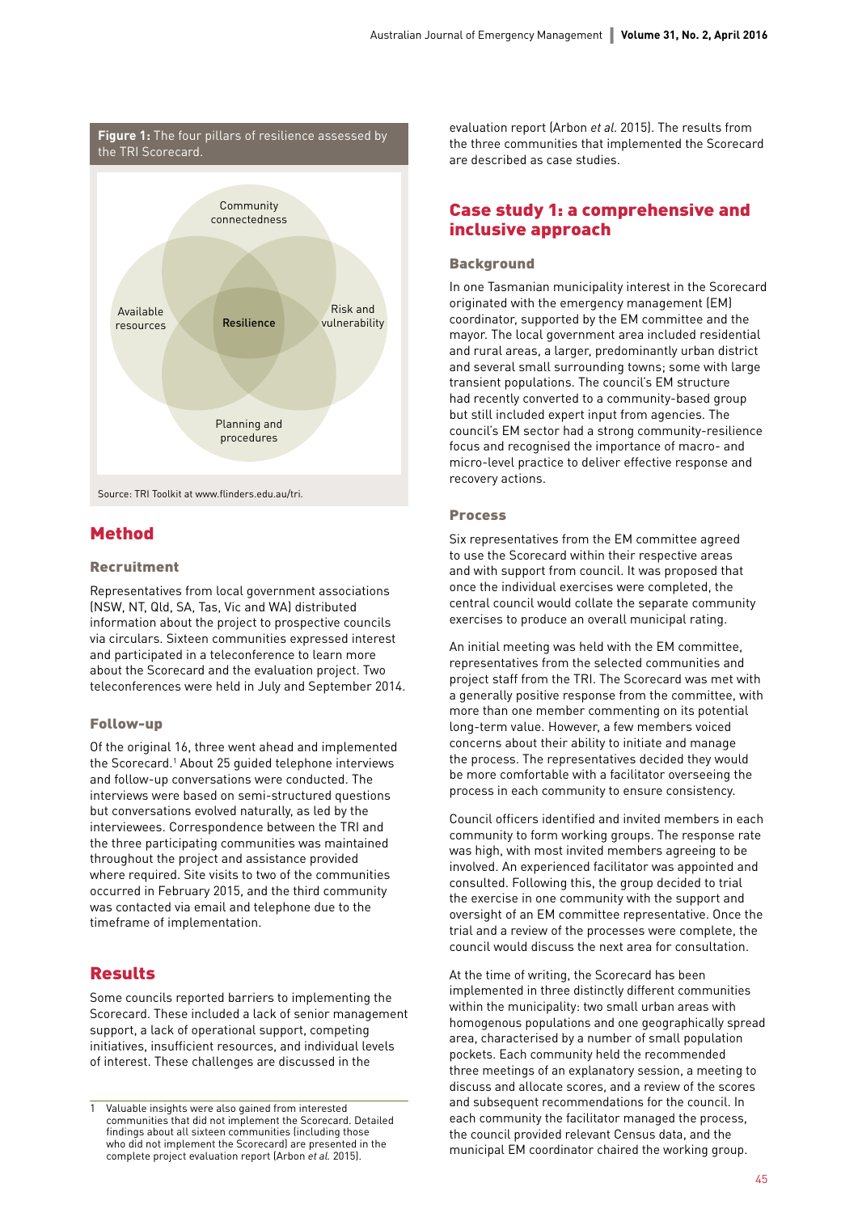**Figure 1:** The four pillars of resilience assessed by the TRI Scorecard.

Community connectedness

Available resources

Resilience

Risk and vulnerability

Planning and procedures

Source: TRI Toolkit at www.flinders.edu.au/tri.

## Method

### Recruitment

Representatives from local government associations (NSW, NT, Qld, SA, Tas, Vic and WA) distributed information about the project to prospective councils via circulars. Sixteen communities expressed interest and participated in a teleconference to learn more about the Scorecard and the evaluation project. Two teleconferences were held in July and September 2014.

### Follow-up

Of the original 16, three went ahead and implemented the Scorecard.[1] About 25 guided telephone interviews and follow-up conversations were conducted. The interviews were based on semi-structured questions but conversations evolved naturally, as led by the interviewees. Correspondence between the TRI and the three participating communities was maintained throughout the project and assistance provided where required. Site visits to two of the communities occurred in February 2015, and the third community was contacted via email and telephone due to the timeframe of implementation.

## Results

Some councils reported barriers to implementing the Scorecard. These included a lack of senior management support, a lack of operational support, competing initiatives, insufficient resources, and individual levels of interest. These challenges are discussed in the evaluation report (Arbon *et al.* 2015). The results from the three communities that implemented the Scorecard are described as case studies.

## Case study 1: a comprehensive and inclusive approach

### Background

In one Tasmanian municipality interest in the Scorecard originated with the emergency management (EM) coordinator, supported by the EM committee and the mayor. The local government area included residential and rural areas, a larger, predominantly urban district and several small surrounding towns; some with large transient populations. The council's EM structure had recently converted to a community-based group but still included expert input from agencies. The council's EM sector had a strong community-resilience focus and recognised the importance of macro- and micro-level practice to deliver effective response and recovery actions.

### Process

Six representatives from the EM committee agreed to use the Scorecard within their respective areas and with support from council. It was proposed that once the individual exercises were completed, the central council would collate the separate community exercises to produce an overall municipal rating.

An initial meeting was held with the EM committee, representatives from the selected communities and project staff from the TRI. The Scorecard was met with a generally positive response from the committee, with more than one member commenting on its potential long-term value. However, a few members voiced concerns about their ability to initiate and manage the process. The representatives decided they would be more comfortable with a facilitator overseeing the process in each community to ensure consistency.

Council officers identified and invited members in each community to form working groups. The response rate was high, with most invited members agreeing to be involved. An experienced facilitator was appointed and consulted. Following this, the group decided to trial the exercise in one community with the support and oversight of an EM committee representative. Once the trial and a review of the processes were complete, the council would discuss the next area for consultation.

At the time of writing, the Scorecard has been implemented in three distinctly different communities within the municipality: two small urban areas with homogenous populations and one geographically spread area, characterised by a number of small population pockets. Each community held the recommended three meetings of an explanatory session, a meeting to discuss and allocate scores, and a review of the scores and subsequent recommendations for the council. In each community the facilitator managed the process, the council provided relevant Census data, and the municipal EM coordinator chaired the working group.

---

1 Valuable insights were also gained from interested communities that did not implement the Scorecard. Detailed findings about all sixteen communities (including those who did not implement the Scorecard) are presented in the complete project evaluation report (Arbon *et al.* 2015).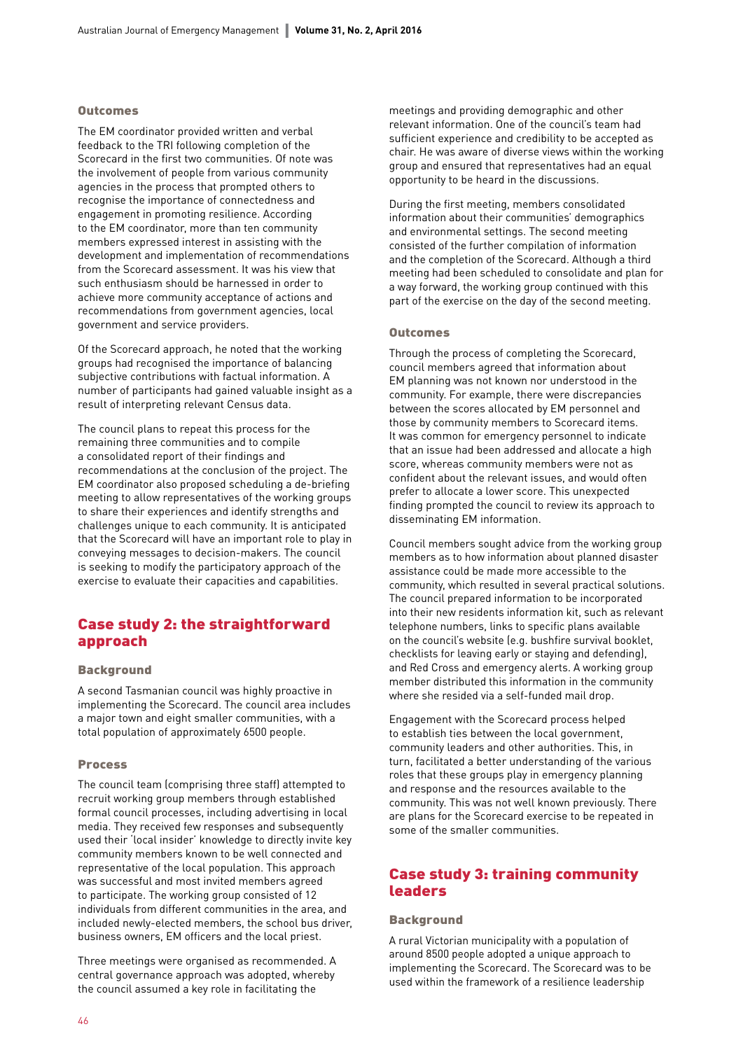#### Outcomes

The EM coordinator provided written and verbal feedback to the TRI following completion of the Scorecard in the first two communities. Of note was the involvement of people from various community agencies in the process that prompted others to recognise the importance of connectedness and engagement in promoting resilience. According to the EM coordinator, more than ten community members expressed interest in assisting with the development and implementation of recommendations from the Scorecard assessment. It was his view that such enthusiasm should be harnessed in order to achieve more community acceptance of actions and recommendations from government agencies, local government and service providers.

Of the Scorecard approach, he noted that the working groups had recognised the importance of balancing subjective contributions with factual information. A number of participants had gained valuable insight as a result of interpreting relevant Census data.

The council plans to repeat this process for the remaining three communities and to compile a consolidated report of their findings and recommendations at the conclusion of the project. The EM coordinator also proposed scheduling a de-briefing meeting to allow representatives of the working groups to share their experiences and identify strengths and challenges unique to each community. It is anticipated that the Scorecard will have an important role to play in conveying messages to decision-makers. The council is seeking to modify the participatory approach of the exercise to evaluate their capacities and capabilities.

## Case study 2: the straightforward approach

#### Background

A second Tasmanian council was highly proactive in implementing the Scorecard. The council area includes a major town and eight smaller communities, with a total population of approximately 6500 people.

#### Process

The council team (comprising three staff) attempted to recruit working group members through established formal council processes, including advertising in local media. They received few responses and subsequently used their 'local insider' knowledge to directly invite key community members known to be well connected and representative of the local population. This approach was successful and most invited members agreed to participate. The working group consisted of 12 individuals from different communities in the area, and included newly-elected members, the school bus driver, business owners, EM officers and the local priest.

Three meetings were organised as recommended. A central governance approach was adopted, whereby the council assumed a key role in facilitating the meetings and providing demographic and other relevant information. One of the council's team had sufficient experience and credibility to be accepted as chair. He was aware of diverse views within the working group and ensured that representatives had an equal opportunity to be heard in the discussions.

During the first meeting, members consolidated information about their communities' demographics and environmental settings. The second meeting consisted of the further compilation of information and the completion of the Scorecard. Although a third meeting had been scheduled to consolidate and plan for a way forward, the working group continued with this part of the exercise on the day of the second meeting.

#### Outcomes

Through the process of completing the Scorecard, council members agreed that information about EM planning was not known nor understood in the community. For example, there were discrepancies between the scores allocated by EM personnel and those by community members to Scorecard items. It was common for emergency personnel to indicate that an issue had been addressed and allocate a high score, whereas community members were not as confident about the relevant issues, and would often prefer to allocate a lower score. This unexpected finding prompted the council to review its approach to disseminating EM information.

Council members sought advice from the working group members as to how information about planned disaster assistance could be made more accessible to the community, which resulted in several practical solutions. The council prepared information to be incorporated into their new residents information kit, such as relevant telephone numbers, links to specific plans available on the council's website (e.g. bushfire survival booklet, checklists for leaving early or staying and defending), and Red Cross and emergency alerts. A working group member distributed this information in the community where she resided via a self-funded mail drop.

Engagement with the Scorecard process helped to establish ties between the local government, community leaders and other authorities. This, in turn, facilitated a better understanding of the various roles that these groups play in emergency planning and response and the resources available to the community. This was not well known previously. There are plans for the Scorecard exercise to be repeated in some of the smaller communities.

## Case study 3: training community leaders

#### Background

A rural Victorian municipality with a population of around 8500 people adopted a unique approach to implementing the Scorecard. The Scorecard was to be used within the framework of a resilience leadership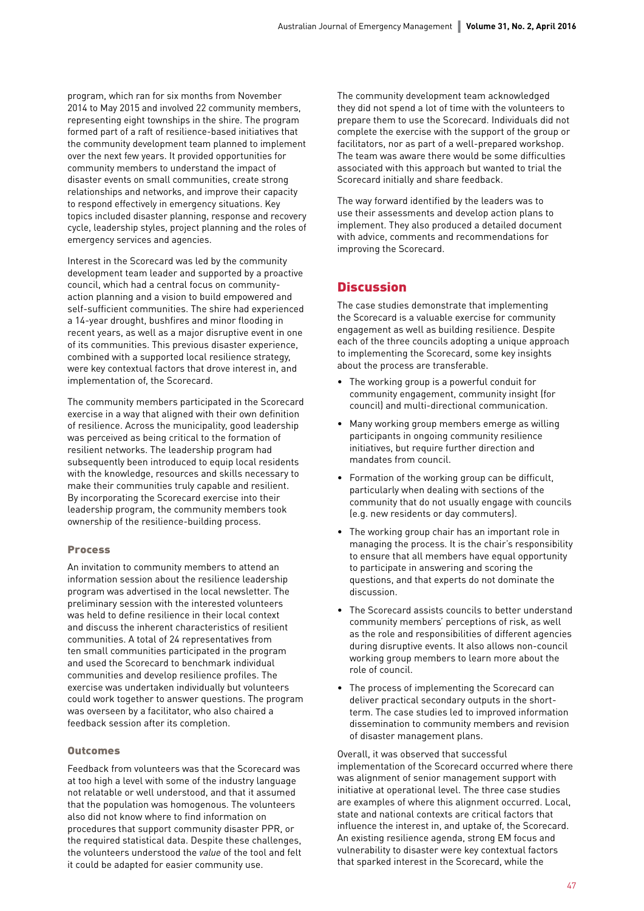program, which ran for six months from November 2014 to May 2015 and involved 22 community members, representing eight townships in the shire. The program formed part of a raft of resilience-based initiatives that the community development team planned to implement over the next few years. It provided opportunities for community members to understand the impact of disaster events on small communities, create strong relationships and networks, and improve their capacity to respond effectively in emergency situations. Key topics included disaster planning, response and recovery cycle, leadership styles, project planning and the roles of emergency services and agencies.

Interest in the Scorecard was led by the community development team leader and supported by a proactive council, which had a central focus on community-action planning and a vision to build empowered and self-sufficient communities. The shire had experienced a 14-year drought, bushfires and minor flooding in recent years, as well as a major disruptive event in one of its communities. This previous disaster experience, combined with a supported local resilience strategy, were key contextual factors that drove interest in, and implementation of, the Scorecard.

The community members participated in the Scorecard exercise in a way that aligned with their own definition of resilience. Across the municipality, good leadership was perceived as being critical to the formation of resilient networks. The leadership program had subsequently been introduced to equip local residents with the knowledge, resources and skills necessary to make their communities truly capable and resilient. By incorporating the Scorecard exercise into their leadership program, the community members took ownership of the resilience-building process.

### Process

An invitation to community members to attend an information session about the resilience leadership program was advertised in the local newsletter. The preliminary session with the interested volunteers was held to define resilience in their local context and discuss the inherent characteristics of resilient communities. A total of 24 representatives from ten small communities participated in the program and used the Scorecard to benchmark individual communities and develop resilience profiles. The exercise was undertaken individually but volunteers could work together to answer questions. The program was overseen by a facilitator, who also chaired a feedback session after its completion.

### Outcomes

Feedback from volunteers was that the Scorecard was at too high a level with some of the industry language not relatable or well understood, and that it assumed that the population was homogenous. The volunteers also did not know where to find information on procedures that support community disaster PPR, or the required statistical data. Despite these challenges, the volunteers understood the *value* of the tool and felt it could be adapted for easier community use.

The community development team acknowledged they did not spend a lot of time with the volunteers to prepare them to use the Scorecard. Individuals did not complete the exercise with the support of the group or facilitators, nor as part of a well-prepared workshop. The team was aware there would be some difficulties associated with this approach but wanted to trial the Scorecard initially and share feedback.

The way forward identified by the leaders was to use their assessments and develop action plans to implement. They also produced a detailed document with advice, comments and recommendations for improving the Scorecard.

## Discussion

The case studies demonstrate that implementing the Scorecard is a valuable exercise for community engagement as well as building resilience. Despite each of the three councils adopting a unique approach to implementing the Scorecard, some key insights about the process are transferable.

- The working group is a powerful conduit for community engagement, community insight (for council) and multi-directional communication.
- Many working group members emerge as willing participants in ongoing community resilience initiatives, but require further direction and mandates from council.
- Formation of the working group can be difficult, particularly when dealing with sections of the community that do not usually engage with councils (e.g. new residents or day commuters).
- The working group chair has an important role in managing the process. It is the chair's responsibility to ensure that all members have equal opportunity to participate in answering and scoring the questions, and that experts do not dominate the discussion.
- The Scorecard assists councils to better understand community members' perceptions of risk, as well as the role and responsibilities of different agencies during disruptive events. It also allows non-council working group members to learn more about the role of council.
- The process of implementing the Scorecard can deliver practical secondary outputs in the short-term. The case studies led to improved information dissemination to community members and revision of disaster management plans.

Overall, it was observed that successful implementation of the Scorecard occurred where there was alignment of senior management support with initiative at operational level. The three case studies are examples of where this alignment occurred. Local, state and national contexts are critical factors that influence the interest in, and uptake of, the Scorecard. An existing resilience agenda, strong EM focus and vulnerability to disaster were key contextual factors that sparked interest in the Scorecard, while the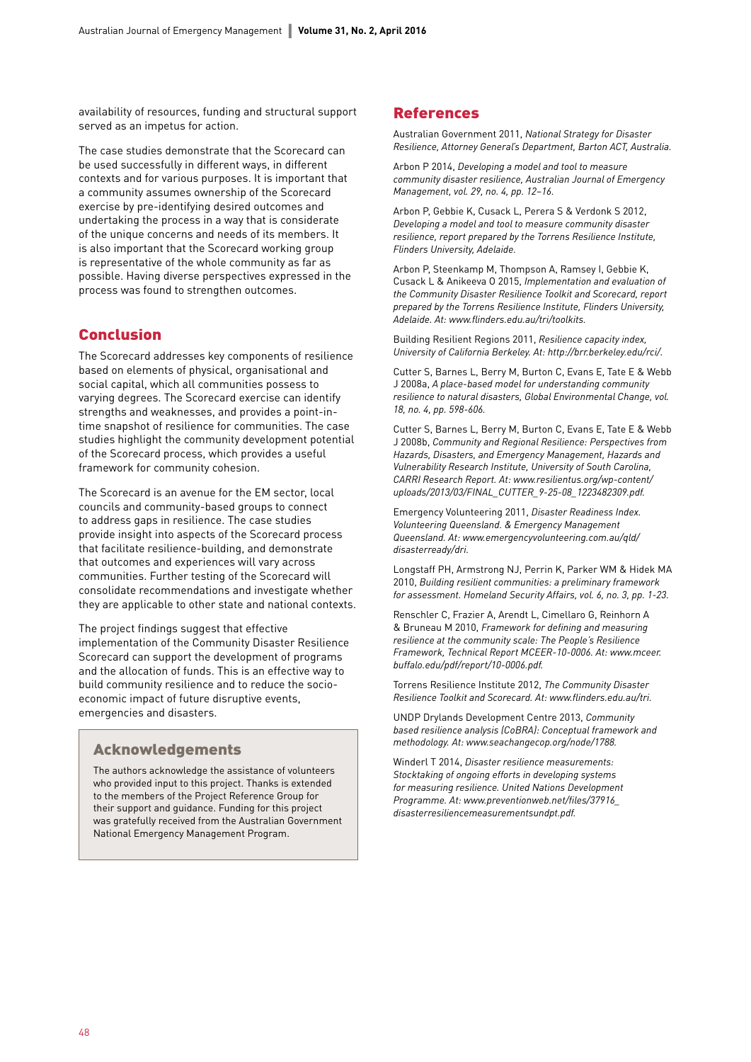availability of resources, funding and structural support served as an impetus for action.

The case studies demonstrate that the Scorecard can be used successfully in different ways, in different contexts and for various purposes. It is important that a community assumes ownership of the Scorecard exercise by pre-identifying desired outcomes and undertaking the process in a way that is considerate of the unique concerns and needs of its members. It is also important that the Scorecard working group is representative of the whole community as far as possible. Having diverse perspectives expressed in the process was found to strengthen outcomes.

## Conclusion

The Scorecard addresses key components of resilience based on elements of physical, organisational and social capital, which all communities possess to varying degrees. The Scorecard exercise can identify strengths and weaknesses, and provides a point-in-time snapshot of resilience for communities. The case studies highlight the community development potential of the Scorecard process, which provides a useful framework for community cohesion.

The Scorecard is an avenue for the EM sector, local councils and community-based groups to connect to address gaps in resilience. The case studies provide insight into aspects of the Scorecard process that facilitate resilience-building, and demonstrate that outcomes and experiences will vary across communities. Further testing of the Scorecard will consolidate recommendations and investigate whether they are applicable to other state and national contexts.

The project findings suggest that effective implementation of the Community Disaster Resilience Scorecard can support the development of programs and the allocation of funds. This is an effective way to build community resilience and to reduce the socio-economic impact of future disruptive events, emergencies and disasters.

### Acknowledgements

The authors acknowledge the assistance of volunteers who provided input to this project. Thanks is extended to the members of the Project Reference Group for their support and guidance. Funding for this project was gratefully received from the Australian Government National Emergency Management Program.

## References

Australian Government 2011, *National Strategy for Disaster Resilience, Attorney General's Department, Barton ACT, Australia.*

Arbon P 2014, *Developing a model and tool to measure community disaster resilience, Australian Journal of Emergency Management, vol. 29, no. 4, pp. 12–16.*

Arbon P, Gebbie K, Cusack L, Perera S & Verdonk S 2012, *Developing a model and tool to measure community disaster resilience, report prepared by the Torrens Resilience Institute, Flinders University, Adelaide.*

Arbon P, Steenkamp M, Thompson A, Ramsey I, Gebbie K, Cusack L & Anikeeva O 2015, *Implementation and evaluation of the Community Disaster Resilience Toolkit and Scorecard, report prepared by the Torrens Resilience Institute, Flinders University, Adelaide. At: www.flinders.edu.au/tri/toolkits.*

Building Resilient Regions 2011, *Resilience capacity index, University of California Berkeley. At: http://brr.berkeley.edu/rci/.*

Cutter S, Barnes L, Berry M, Burton C, Evans E, Tate E & Webb J 2008a, *A place-based model for understanding community resilience to natural disasters, Global Environmental Change, vol. 18, no. 4, pp. 598-606.*

Cutter S, Barnes L, Berry M, Burton C, Evans E, Tate E & Webb J 2008b, *Community and Regional Resilience: Perspectives from Hazards, Disasters, and Emergency Management, Hazards and Vulnerability Research Institute, University of South Carolina, CARRI Research Report. At: www.resilientus.org/wp-content/uploads/2013/03/FINAL_CUTTER_9-25-08_1223482309.pdf.*

Emergency Volunteering 2011, *Disaster Readiness Index. Volunteering Queensland. & Emergency Management Queensland. At: www.emergencyvolunteering.com.au/qld/disasterready/dri.*

Longstaff PH, Armstrong NJ, Perrin K, Parker WM & Hidek MA 2010, *Building resilient communities: a preliminary framework for assessment. Homeland Security Affairs, vol. 6, no. 3, pp. 1-23.*

Renschler C, Frazier A, Arendt L, Cimellaro G, Reinhorn A & Bruneau M 2010, *Framework for defining and measuring resilience at the community scale: The People's Resilience Framework, Technical Report MCEER-10-0006. At: www.mceer.buffalo.edu/pdf/report/10-0006.pdf.*

Torrens Resilience Institute 2012, *The Community Disaster Resilience Toolkit and Scorecard. At: www.flinders.edu.au/tri.*

UNDP Drylands Development Centre 2013, *Community based resilience analysis (CoBRA): Conceptual framework and methodology. At: www.seachangecop.org/node/1788.*

Winderl T 2014, *Disaster resilience measurements: Stocktaking of ongoing efforts in developing systems for measuring resilience. United Nations Development Programme. At: www.preventionweb.net/files/37916_disasterresiliencemeasurementsundpt.pdf.*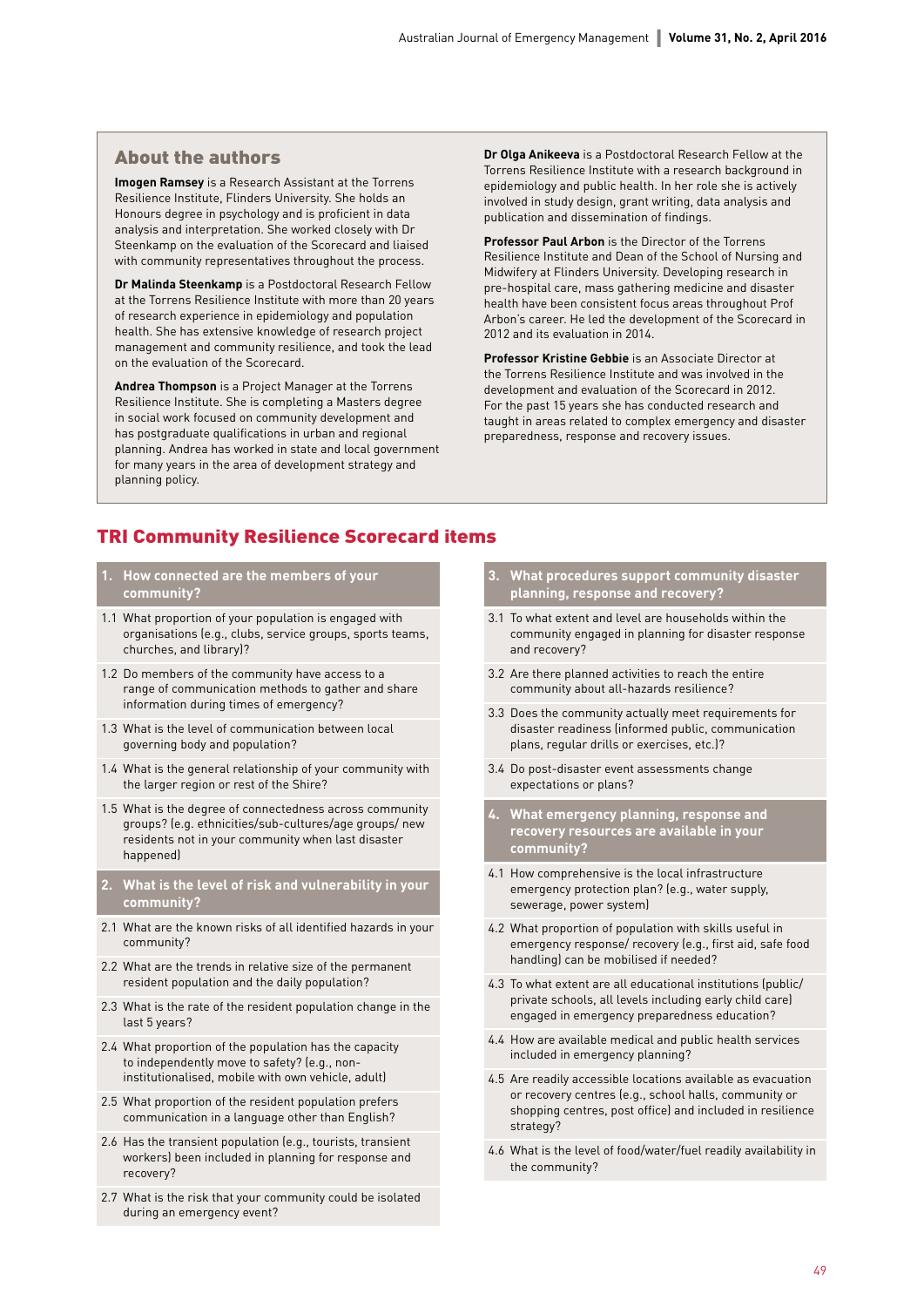## About the authors

**Imogen Ramsey** is a Research Assistant at the Torrens Resilience Institute, Flinders University. She holds an Honours degree in psychology and is proficient in data analysis and interpretation. She worked closely with Dr Steenkamp on the evaluation of the Scorecard and liaised with community representatives throughout the process.

**Dr Malinda Steenkamp** is a Postdoctoral Research Fellow at the Torrens Resilience Institute with more than 20 years of research experience in epidemiology and population health. She has extensive knowledge of research project management and community resilience, and took the lead on the evaluation of the Scorecard.

**Andrea Thompson** is a Project Manager at the Torrens Resilience Institute. She is completing a Masters degree in social work focused on community development and has postgraduate qualifications in urban and regional planning. Andrea has worked in state and local government for many years in the area of development strategy and planning policy.

**Dr Olga Anikeeva** is a Postdoctoral Research Fellow at the Torrens Resilience Institute with a research background in epidemiology and public health. In her role she is actively involved in study design, grant writing, data analysis and publication and dissemination of findings.

**Professor Paul Arbon** is the Director of the Torrens Resilience Institute and Dean of the School of Nursing and Midwifery at Flinders University. Developing research in pre-hospital care, mass gathering medicine and disaster health have been consistent focus areas throughout Prof Arbon's career. He led the development of the Scorecard in 2012 and its evaluation in 2014.

**Professor Kristine Gebbie** is an Associate Director at the Torrens Resilience Institute and was involved in the development and evaluation of the Scorecard in 2012. For the past 15 years she has conducted research and taught in areas related to complex emergency and disaster preparedness, response and recovery issues.

## TRI Community Resilience Scorecard items

### 1. How connected are the members of your community?

1.1 What proportion of your population is engaged with organisations (e.g., clubs, service groups, sports teams, churches, and library)?

1.2 Do members of the community have access to a range of communication methods to gather and share information during times of emergency?

1.3 What is the level of communication between local governing body and population?

1.4 What is the general relationship of your community with the larger region or rest of the Shire?

1.5 What is the degree of connectedness across community groups? (e.g. ethnicities/sub-cultures/age groups/ new residents not in your community when last disaster happened)

### 2. What is the level of risk and vulnerability in your community?

2.1 What are the known risks of all identified hazards in your community?

2.2 What are the trends in relative size of the permanent resident population and the daily population?

2.3 What is the rate of the resident population change in the last 5 years?

2.4 What proportion of the population has the capacity to independently move to safety? (e.g., non-institutionalised, mobile with own vehicle, adult)

2.5 What proportion of the resident population prefers communication in a language other than English?

2.6 Has the transient population (e.g., tourists, transient workers) been included in planning for response and recovery?

2.7 What is the risk that your community could be isolated during an emergency event?

### 3. What procedures support community disaster planning, response and recovery?

3.1 To what extent and level are households within the community engaged in planning for disaster response and recovery?

3.2 Are there planned activities to reach the entire community about all-hazards resilience?

3.3 Does the community actually meet requirements for disaster readiness (informed public, communication plans, regular drills or exercises, etc.)?

3.4 Do post-disaster event assessments change expectations or plans?

### 4. What emergency planning, response and recovery resources are available in your community?

4.1 How comprehensive is the local infrastructure emergency protection plan? (e.g., water supply, sewerage, power system)

4.2 What proportion of population with skills useful in emergency response/ recovery (e.g., first aid, safe food handling) can be mobilised if needed?

4.3 To what extent are all educational institutions (public/ private schools, all levels including early child care) engaged in emergency preparedness education?

4.4 How are available medical and public health services included in emergency planning?

4.5 Are readily accessible locations available as evacuation or recovery centres (e.g., school halls, community or shopping centres, post office) and included in resilience strategy?

4.6 What is the level of food/water/fuel readily availability in the community?